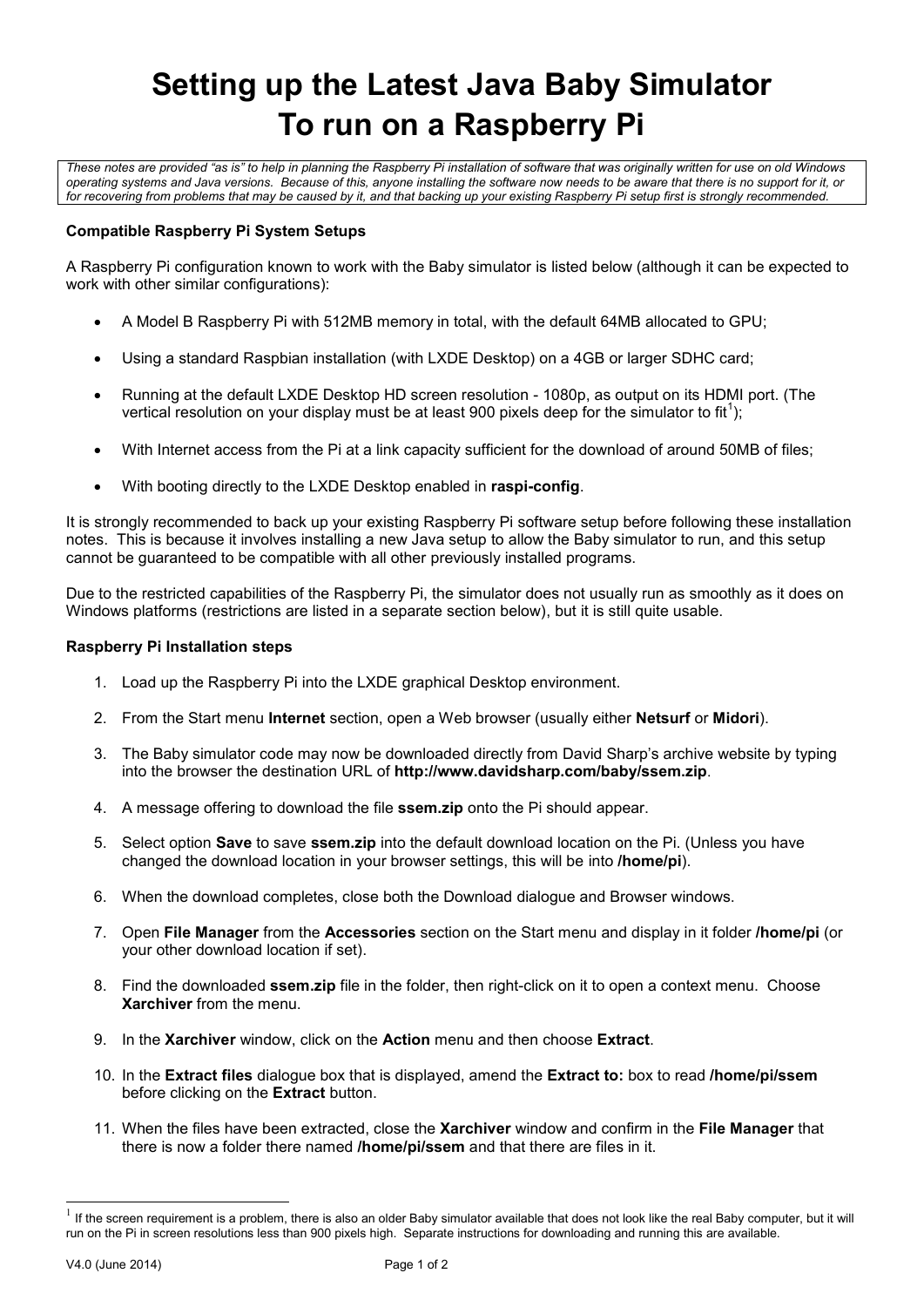# Setting up the Latest Java Baby Simulator To run on a Raspberry Pi

*These notes are provided "as is" to help in planning the Raspberry Pi installation of software that was originally written for use on old Windows operating systems and Java versions. Because of this, anyone installing the software now needs to be aware that there is no support for it, or for recovering from problems that may be caused by it, and that backing up your existing Raspberry Pi setup first is strongly recommended.*

**Compatible Raspberry Pi System Setups**

A Raspberry Pi configuration known to work with the Baby simulator is listed below (although it can be expected to work with other similar configurations):

- A Model B Raspberry Pi with 512MB memory in total, with the default 64MB allocated to GPU;
- Using a standard Raspbian installation (with LXDE Desktop) on a 4GB or larger SDHC card;
- Running at the default LXDE Desktop HD screen resolution - 1080p, as output on its HDMI port. (The vertical resolution on your display must be at least 900 pixels deep for the simulator to fit[1]);
- With Internet access from the Pi at a link capacity sufficient for the download of around 50MB of files;
- With booting directly to the LXDE Desktop enabled in **raspi-config**.

It is strongly recommended to back up your existing Raspberry Pi software setup before following these installation notes. This is because it involves installing a new Java setup to allow the Baby simulator to run, and this setup cannot be guaranteed to be compatible with all other previously installed programs.

Due to the restricted capabilities of the Raspberry Pi, the simulator does not usually run as smoothly as it does on Windows platforms (restrictions are listed in a separate section below), but it is still quite usable.

**Raspberry Pi Installation steps**

1. Load up the Raspberry Pi into the LXDE graphical Desktop environment.
2. From the Start menu **Internet** section, open a Web browser (usually either **Netsurf** or **Midori**).
3. The Baby simulator code may now be downloaded directly from David Sharp's archive website by typing into the browser the destination URL of **http://www.davidsharp.com/baby/ssem.zip**.
4. A message offering to download the file **ssem.zip** onto the Pi should appear.
5. Select option **Save** to save **ssem.zip** into the default download location on the Pi. (Unless you have changed the download location in your browser settings, this will be into **/home/pi**).
6. When the download completes, close both the Download dialogue and Browser windows.
7. Open **File Manager** from the **Accessories** section on the Start menu and display in it folder **/home/pi** (or your other download location if set).
8. Find the downloaded **ssem.zip** file in the folder, then right-click on it to open a context menu. Choose **Xarchiver** from the menu.
9. In the **Xarchiver** window, click on the **Action** menu and then choose **Extract**.
10. In the **Extract files** dialogue box that is displayed, amend the **Extract to:** box to read **/home/pi/ssem** before clicking on the **Extract** button.
11. When the files have been extracted, close the **Xarchiver** window and confirm in the **File Manager** that there is now a folder there named **/home/pi/ssem** and that there are files in it.

---

[1] If the screen requirement is a problem, there is also an older Baby simulator available that does not look like the real Baby computer, but it will run on the Pi in screen resolutions less than 900 pixels high. Separate instructions for downloading and running this are available.

V4.0 (June 2014)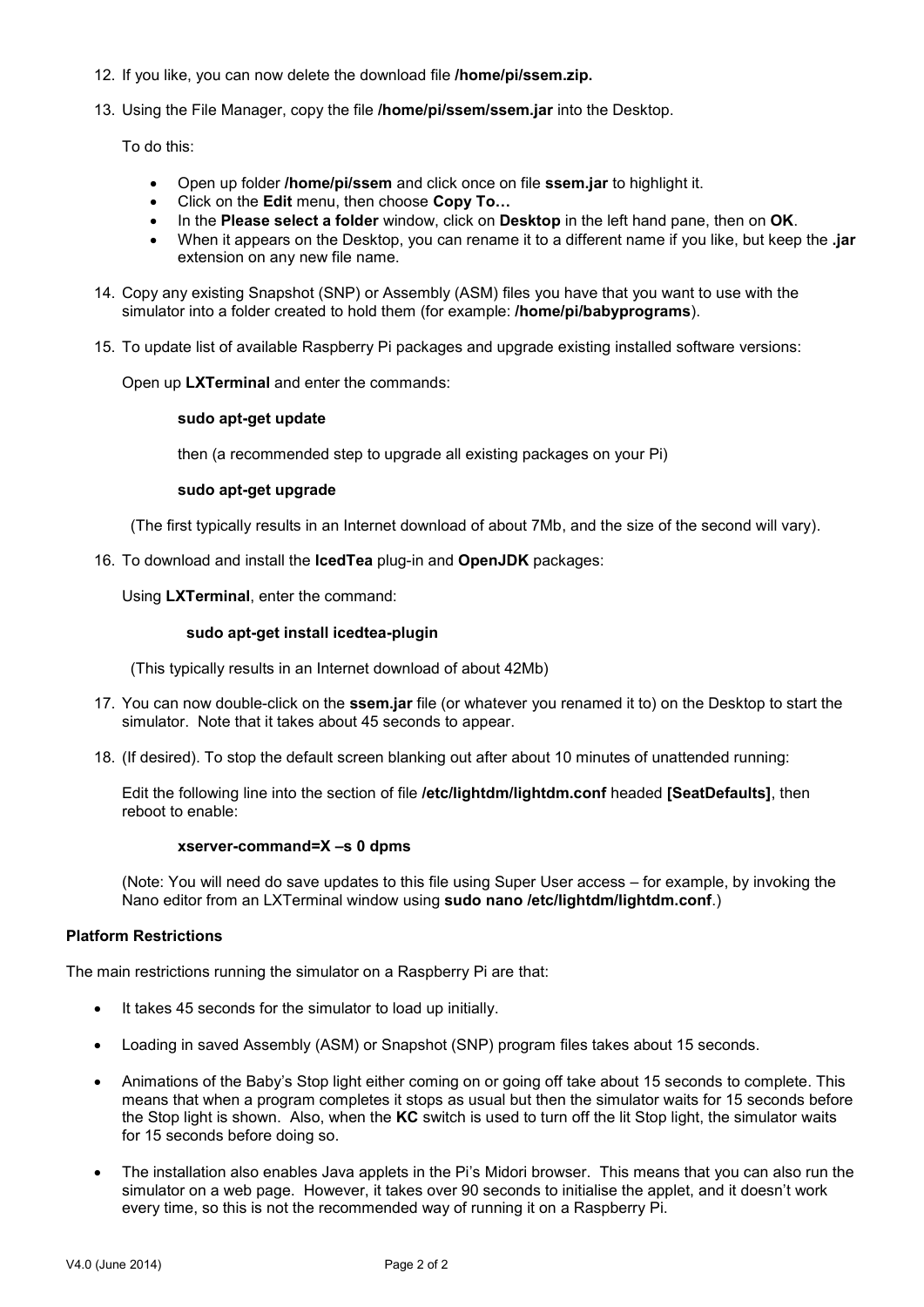12. If you like, you can now delete the download file **/home/pi/ssem.zip.**

13. Using the File Manager, copy the file **/home/pi/ssem/ssem.jar** into the Desktop.

    To do this:

    - Open up folder **/home/pi/ssem** and click once on file **ssem.jar** to highlight it.
    - Click on the **Edit** menu, then choose **Copy To…**
    - In the **Please select a folder** window, click on **Desktop** in the left hand pane, then on **OK**.
    - When it appears on the Desktop, you can rename it to a different name if you like, but keep the **.jar** extension on any new file name.

14. Copy any existing Snapshot (SNP) or Assembly (ASM) files you have that you want to use with the simulator into a folder created to hold them (for example: **/home/pi/babyprograms**).

15. To update list of available Raspberry Pi packages and upgrade existing installed software versions:

    Open up **LXTerminal** and enter the commands:

    **sudo apt-get update**

    then (a recommended step to upgrade all existing packages on your Pi)

    **sudo apt-get upgrade**

    (The first typically results in an Internet download of about 7Mb, and the size of the second will vary).

16. To download and install the **IcedTea** plug-in and **OpenJDK** packages:

    Using **LXTerminal**, enter the command:

    **sudo apt-get install icedtea-plugin**

    (This typically results in an Internet download of about 42Mb)

17. You can now double-click on the **ssem.jar** file (or whatever you renamed it to) on the Desktop to start the simulator. Note that it takes about 45 seconds to appear.

18. (If desired). To stop the default screen blanking out after about 10 minutes of unattended running:

    Edit the following line into the section of file **/etc/lightdm/lightdm.conf** headed **[SeatDefaults]**, then reboot to enable:

    **xserver-command=X –s 0 dpms**

    (Note: You will need do save updates to this file using Super User access – for example, by invoking the Nano editor from an LXTerminal window using **sudo nano /etc/lightdm/lightdm.conf**.)

**Platform Restrictions**

The main restrictions running the simulator on a Raspberry Pi are that:

- It takes 45 seconds for the simulator to load up initially.
- Loading in saved Assembly (ASM) or Snapshot (SNP) program files takes about 15 seconds.
- Animations of the Baby's Stop light either coming on or going off take about 15 seconds to complete. This means that when a program completes it stops as usual but then the simulator waits for 15 seconds before the Stop light is shown. Also, when the **KC** switch is used to turn off the lit Stop light, the simulator waits for 15 seconds before doing so.
- The installation also enables Java applets in the Pi's Midori browser. This means that you can also run the simulator on a web page. However, it takes over 90 seconds to initialise the applet, and it doesn't work every time, so this is not the recommended way of running it on a Raspberry Pi.

V4.0 (June 2014)